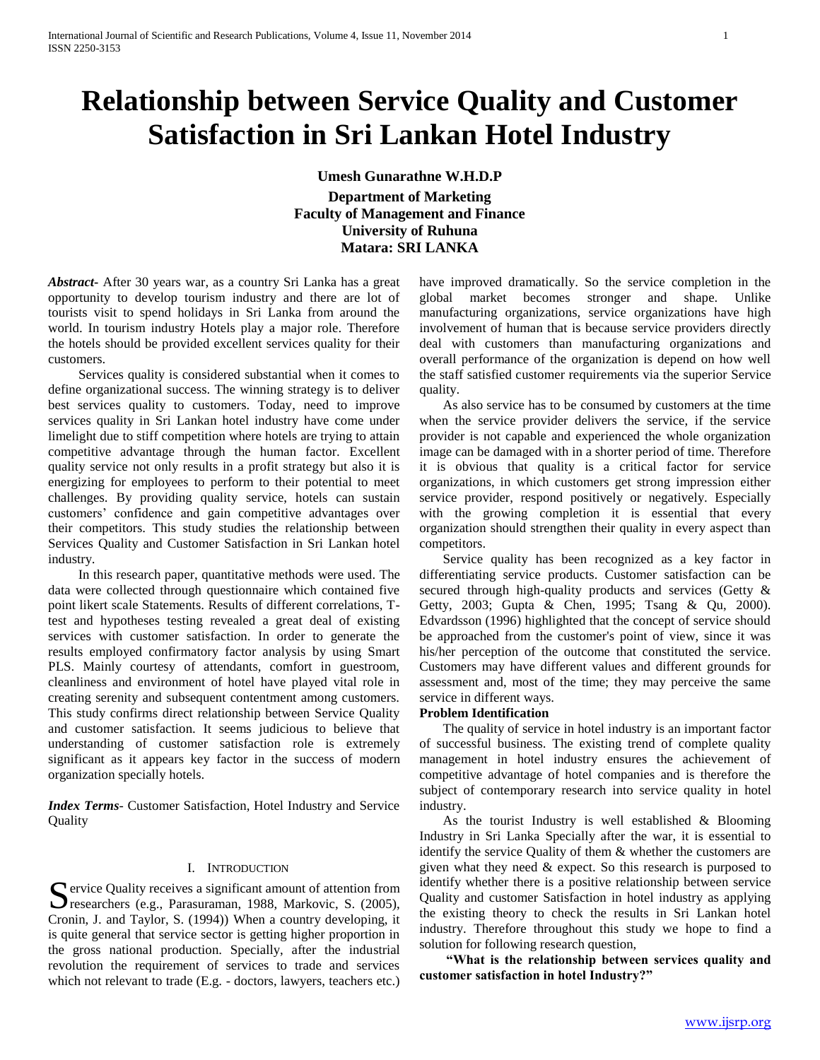# Relationship between Service Quality and Customer Satisfaction in Sri Lankan Hotel Industry

**Umesh Gunarathne W.H.D.P**

**Department of Marketing**
**Faculty of Management and Finance**
**University of Ruhuna**
**Matara: SRI LANKA**

***Abstract-*** After 30 years war, as a country Sri Lanka has a great opportunity to develop tourism industry and there are lot of tourists visit to spend holidays in Sri Lanka from around the world. In tourism industry Hotels play a major role. Therefore the hotels should be provided excellent services quality for their customers.

Services quality is considered substantial when it comes to define organizational success. The winning strategy is to deliver best services quality to customers. Today, need to improve services quality in Sri Lankan hotel industry have come under limelight due to stiff competition where hotels are trying to attain competitive advantage through the human factor. Excellent quality service not only results in a profit strategy but also it is energizing for employees to perform to their potential to meet challenges. By providing quality service, hotels can sustain customers' confidence and gain competitive advantages over their competitors. This study studies the relationship between Services Quality and Customer Satisfaction in Sri Lankan hotel industry.

In this research paper, quantitative methods were used. The data were collected through questionnaire which contained five point likert scale Statements. Results of different correlations, T-test and hypotheses testing revealed a great deal of existing services with customer satisfaction. In order to generate the results employed confirmatory factor analysis by using Smart PLS. Mainly courtesy of attendants, comfort in guestroom, cleanliness and environment of hotel have played vital role in creating serenity and subsequent contentment among customers. This study confirms direct relationship between Service Quality and customer satisfaction. It seems judicious to believe that understanding of customer satisfaction role is extremely significant as it appears key factor in the success of modern organization specially hotels.

***Index Terms-*** Customer Satisfaction, Hotel Industry and Service Quality

## I. Introduction

Service Quality receives a significant amount of attention from researchers (e.g., Parasuraman, 1988, Markovic, S. (2005), Cronin, J. and Taylor, S. (1994)) When a country developing, it is quite general that service sector is getting higher proportion in the gross national production. Specially, after the industrial revolution the requirement of services to trade and services which not relevant to trade (E.g. - doctors, lawyers, teachers etc.) have improved dramatically. So the service completion in the global market becomes stronger and shape. Unlike manufacturing organizations, service organizations have high involvement of human that is because service providers directly deal with customers than manufacturing organizations and overall performance of the organization is depend on how well the staff satisfied customer requirements via the superior Service quality.

As also service has to be consumed by customers at the time when the service provider delivers the service, if the service provider is not capable and experienced the whole organization image can be damaged with in a shorter period of time. Therefore it is obvious that quality is a critical factor for service organizations, in which customers get strong impression either service provider, respond positively or negatively. Especially with the growing completion it is essential that every organization should strengthen their quality in every aspect than competitors.

Service quality has been recognized as a key factor in differentiating service products. Customer satisfaction can be secured through high-quality products and services (Getty & Getty, 2003; Gupta & Chen, 1995; Tsang & Qu, 2000). Edvardsson (1996) highlighted that the concept of service should be approached from the customer's point of view, since it was his/her perception of the outcome that constituted the service. Customers may have different values and different grounds for assessment and, most of the time; they may perceive the same service in different ways.

**Problem Identification**

The quality of service in hotel industry is an important factor of successful business. The existing trend of complete quality management in hotel industry ensures the achievement of competitive advantage of hotel companies and is therefore the subject of contemporary research into service quality in hotel industry.

As the tourist Industry is well established & Blooming Industry in Sri Lanka Specially after the war, it is essential to identify the service Quality of them & whether the customers are given what they need & expect. So this research is purposed to identify whether there is a positive relationship between service Quality and customer Satisfaction in hotel industry as applying the existing theory to check the results in Sri Lankan hotel industry. Therefore throughout this study we hope to find a solution for following research question,

**"What is the relationship between services quality and customer satisfaction in hotel Industry?"**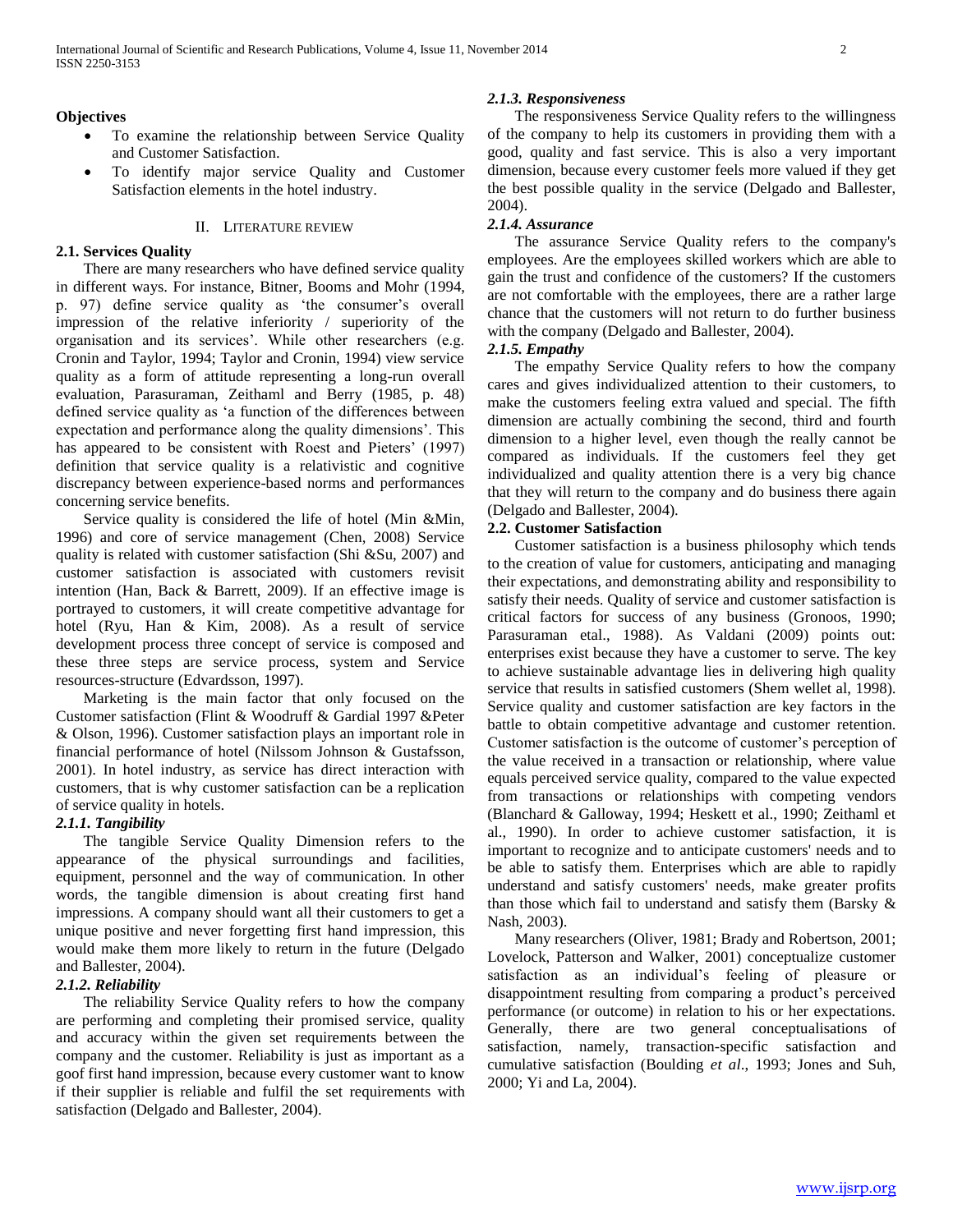**Objectives**

- To examine the relationship between Service Quality and Customer Satisfaction.
- To identify major service Quality and Customer Satisfaction elements in the hotel industry.

## II. Literature Review

### 2.1. Services Quality

There are many researchers who have defined service quality in different ways. For instance, Bitner, Booms and Mohr (1994, p. 97) define service quality as 'the consumer's overall impression of the relative inferiority / superiority of the organisation and its services'. While other researchers (e.g. Cronin and Taylor, 1994; Taylor and Cronin, 1994) view service quality as a form of attitude representing a long-run overall evaluation, Parasuraman, Zeithaml and Berry (1985, p. 48) defined service quality as 'a function of the differences between expectation and performance along the quality dimensions'. This has appeared to be consistent with Roest and Pieters' (1997) definition that service quality is a relativistic and cognitive discrepancy between experience-based norms and performances concerning service benefits.

Service quality is considered the life of hotel (Min &Min, 1996) and core of service management (Chen, 2008) Service quality is related with customer satisfaction (Shi &Su, 2007) and customer satisfaction is associated with customers revisit intention (Han, Back & Barrett, 2009). If an effective image is portrayed to customers, it will create competitive advantage for hotel (Ryu, Han & Kim, 2008). As a result of service development process three concept of service is composed and these three steps are service process, system and Service resources-structure (Edvardsson, 1997).

Marketing is the main factor that only focused on the Customer satisfaction (Flint & Woodruff & Gardial 1997 &Peter & Olson, 1996). Customer satisfaction plays an important role in financial performance of hotel (Nilssom Johnson & Gustafsson, 2001). In hotel industry, as service has direct interaction with customers, that is why customer satisfaction can be a replication of service quality in hotels.

#### *2.1.1. Tangibility*

The tangible Service Quality Dimension refers to the appearance of the physical surroundings and facilities, equipment, personnel and the way of communication. In other words, the tangible dimension is about creating first hand impressions. A company should want all their customers to get a unique positive and never forgetting first hand impression, this would make them more likely to return in the future (Delgado and Ballester, 2004).

#### *2.1.2. Reliability*

The reliability Service Quality refers to how the company are performing and completing their promised service, quality and accuracy within the given set requirements between the company and the customer. Reliability is just as important as a goof first hand impression, because every customer want to know if their supplier is reliable and fulfil the set requirements with satisfaction (Delgado and Ballester, 2004).

#### *2.1.3. Responsiveness*

The responsiveness Service Quality refers to the willingness of the company to help its customers in providing them with a good, quality and fast service. This is also a very important dimension, because every customer feels more valued if they get the best possible quality in the service (Delgado and Ballester, 2004).

#### *2.1.4. Assurance*

The assurance Service Quality refers to the company's employees. Are the employees skilled workers which are able to gain the trust and confidence of the customers? If the customers are not comfortable with the employees, there are a rather large chance that the customers will not return to do further business with the company (Delgado and Ballester, 2004).

#### *2.1.5. Empathy*

The empathy Service Quality refers to how the company cares and gives individualized attention to their customers, to make the customers feeling extra valued and special. The fifth dimension are actually combining the second, third and fourth dimension to a higher level, even though the really cannot be compared as individuals. If the customers feel they get individualized and quality attention there is a very big chance that they will return to the company and do business there again (Delgado and Ballester, 2004).

### 2.2. Customer Satisfaction

Customer satisfaction is a business philosophy which tends to the creation of value for customers, anticipating and managing their expectations, and demonstrating ability and responsibility to satisfy their needs. Quality of service and customer satisfaction is critical factors for success of any business (Gronoos, 1990; Parasuraman etal., 1988). As Valdani (2009) points out: enterprises exist because they have a customer to serve. The key to achieve sustainable advantage lies in delivering high quality service that results in satisfied customers (Shem wellet al, 1998). Service quality and customer satisfaction are key factors in the battle to obtain competitive advantage and customer retention. Customer satisfaction is the outcome of customer's perception of the value received in a transaction or relationship, where value equals perceived service quality, compared to the value expected from transactions or relationships with competing vendors (Blanchard & Galloway, 1994; Heskett et al., 1990; Zeithaml et al., 1990). In order to achieve customer satisfaction, it is important to recognize and to anticipate customers' needs and to be able to satisfy them. Enterprises which are able to rapidly understand and satisfy customers' needs, make greater profits than those which fail to understand and satisfy them (Barsky & Nash, 2003).

Many researchers (Oliver, 1981; Brady and Robertson, 2001; Lovelock, Patterson and Walker, 2001) conceptualize customer satisfaction as an individual's feeling of pleasure or disappointment resulting from comparing a product's perceived performance (or outcome) in relation to his or her expectations. Generally, there are two general conceptualisations of satisfaction, namely, transaction-specific satisfaction and cumulative satisfaction (Boulding *et al*., 1993; Jones and Suh, 2000; Yi and La, 2004).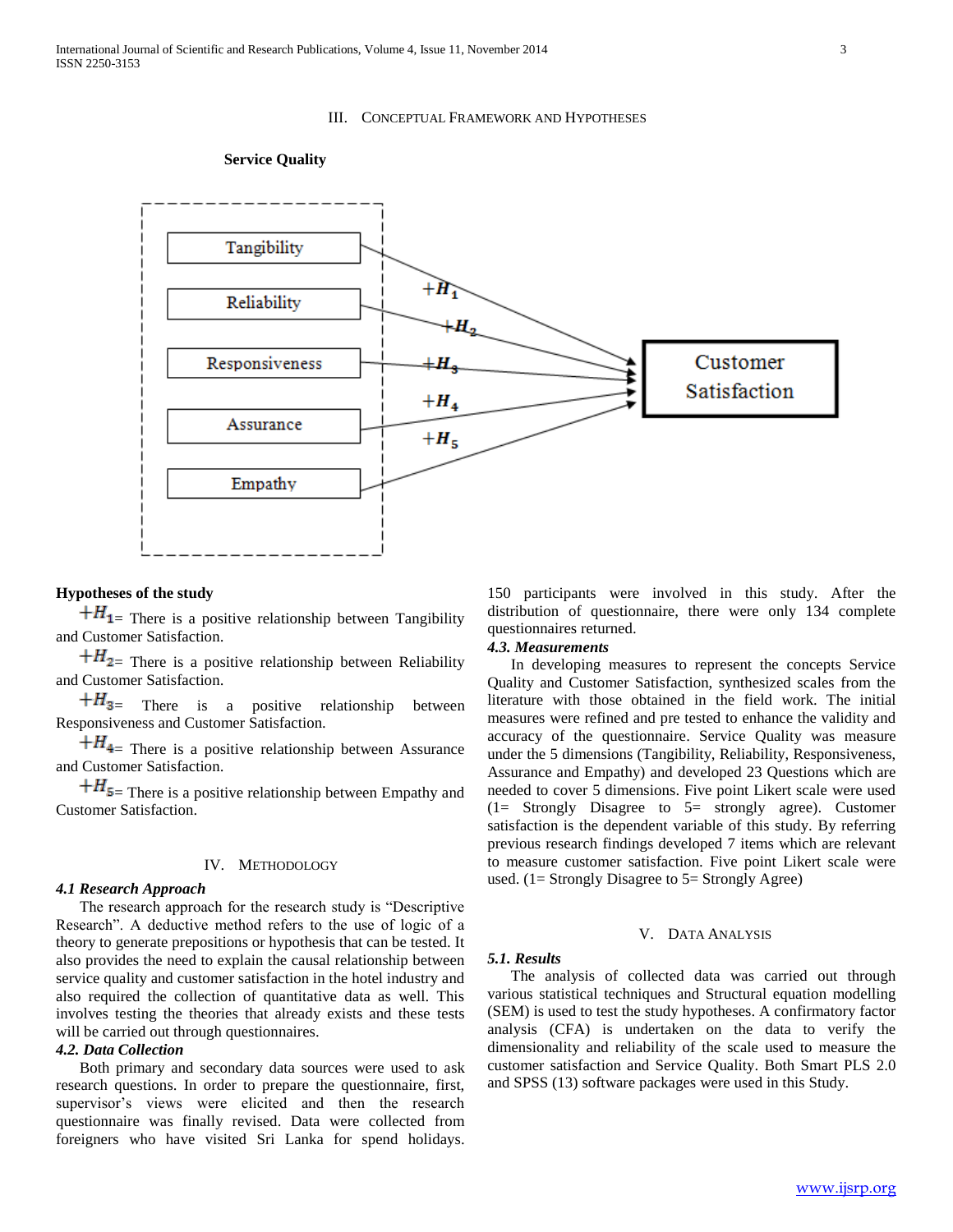## III. Conceptual Framework and Hypotheses

**Service Quality**

Tangibility

Reliability

Responsiveness

Assurance

Empathy

$+H_1$ $+H_2$ $+H_3$ $+H_4$ $+H_5$

Customer Satisfaction

**Hypotheses of the study**

$+H_1$= There is a positive relationship between Tangibility and Customer Satisfaction.

$+H_2$= There is a positive relationship between Reliability and Customer Satisfaction.

$+H_3$= There is a positive relationship between Responsiveness and Customer Satisfaction.

$+H_4$= There is a positive relationship between Assurance and Customer Satisfaction.

$+H_5$= There is a positive relationship between Empathy and Customer Satisfaction.

## IV. Methodology

### *4.1 Research Approach*

The research approach for the research study is "Descriptive Research". A deductive method refers to the use of logic of a theory to generate prepositions or hypothesis that can be tested. It also provides the need to explain the causal relationship between service quality and customer satisfaction in the hotel industry and also required the collection of quantitative data as well. This involves testing the theories that already exists and these tests will be carried out through questionnaires.

### *4.2. Data Collection*

Both primary and secondary data sources were used to ask research questions. In order to prepare the questionnaire, first, supervisor's views were elicited and then the research questionnaire was finally revised. Data were collected from foreigners who have visited Sri Lanka for spend holidays. 150 participants were involved in this study. After the distribution of questionnaire, there were only 134 complete questionnaires returned.

### *4.3. Measurements*

In developing measures to represent the concepts Service Quality and Customer Satisfaction, synthesized scales from the literature with those obtained in the field work. The initial measures were refined and pre tested to enhance the validity and accuracy of the questionnaire. Service Quality was measure under the 5 dimensions (Tangibility, Reliability, Responsiveness, Assurance and Empathy) and developed 23 Questions which are needed to cover 5 dimensions. Five point Likert scale were used (1= Strongly Disagree to 5= strongly agree). Customer satisfaction is the dependent variable of this study. By referring previous research findings developed 7 items which are relevant to measure customer satisfaction. Five point Likert scale were used. (1= Strongly Disagree to 5= Strongly Agree)

## V. Data Analysis

### *5.1. Results*

The analysis of collected data was carried out through various statistical techniques and Structural equation modelling (SEM) is used to test the study hypotheses. A confirmatory factor analysis (CFA) is undertaken on the data to verify the dimensionality and reliability of the scale used to measure the customer satisfaction and Service Quality. Both Smart PLS 2.0 and SPSS (13) software packages were used in this Study.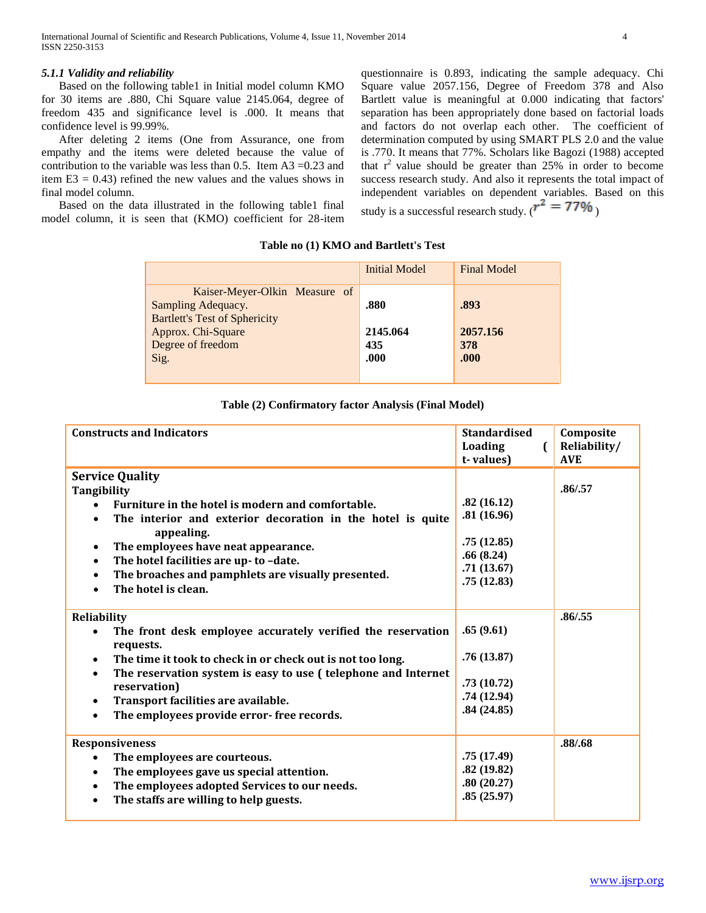#### *5.1.1 Validity and reliability*

Based on the following table1 in Initial model column KMO for 30 items are .880, Chi Square value 2145.064, degree of freedom 435 and significance level is .000. It means that confidence level is 99.99%.

After deleting 2 items (One from Assurance, one from empathy and the items were deleted because the value of contribution to the variable was less than 0.5. Item A3 =0.23 and item E3 = 0.43) refined the new values and the values shows in final model column.

Based on the data illustrated in the following table1 final model column, it is seen that (KMO) coefficient for 28-item questionnaire is 0.893, indicating the sample adequacy. Chi Square value 2057.156, Degree of Freedom 378 and Also Bartlett value is meaningful at 0.000 indicating that factors' separation has been appropriately done based on factorial loads and factors do not overlap each other. The coefficient of determination computed by using SMART PLS 2.0 and the value is .770. It means that 77%. Scholars like Bagozi (1988) accepted that $r^2$ value should be greater than 25% in order to become success research study. And also it represents the total impact of independent variables on dependent variables. Based on this study is a successful research study. ($r^2 = 77\%$)

**Table no (1) KMO and Bartlett's Test**

| | Initial Model | Final Model |
|---|---|---|
| Kaiser-Meyer-Olkin Measure of Sampling Adequacy. | **.880** | **.893** |
| Bartlett's Test of Sphericity | | |
| Approx. Chi-Square | **2145.064** | **2057.156** |
| Degree of freedom | **435** | **378** |
| Sig. | **.000** | **.000** |

**Table (2) Confirmatory factor Analysis (Final Model)**

| Constructs and Indicators | Standardised Loading ( t- values) | Composite Reliability/ AVE |
|---|---|---|
| **Service Quality** | | |
| **Tangibility** | | **.86/.57** |
| • The furniture in the hotel is modern and comfortable. | **.82 (16.12)** | |
| • The interior and exterior decoration in the hotel is quite appealing. | **.81 (16.96)** | |
| • The employees have neat appearance. | **.75 (12.85)** | |
| • The hotel facilities are up- to –date. | **.66 (8.24)** | |
| • The broaches and pamphlets are visually presented. | **.71 (13.67)** | |
| • The hotel is clean. | **.75 (12.83)** | |
| **Reliability** | | **.86/.55** |
| • The front desk employee accurately verified the reservation requests. | **.65 (9.61)** | |
| • The time it took to check in or check out is not too long. | **.76 (13.87)** | |
| • The reservation system is easy to use ( telephone and Internet reservation) | **.73 (10.72)** | |
| • Transport facilities are available. | **.74 (12.94)** | |
| • The employees provide error- free records. | **.84 (24.85)** | |
| **Responsiveness** | | **.88/.68** |
| • The employees are courteous. | **.75 (17.49)** | |
| • The employees gave us special attention. | **.82 (19.82)** | |
| • The employees adopted Services to our needs. | **.80 (20.27)** | |
| • The staffs are willing to help guests. | **.85 (25.97)** | |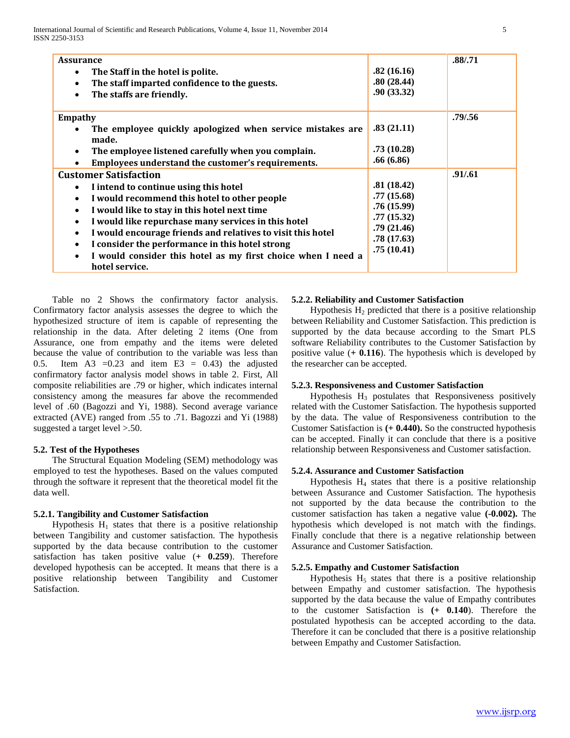| | | |
|---|---|---|
| **Assurance**<br>• **The Staff in the hotel is polite.**<br>• **The staff imparted confidence to the guests.**<br>• **The staffs are friendly.** | **.82 (16.16)**<br>**.80 (28.44)**<br>**.90 (33.32)** | **.88/.71** |
| **Empathy**<br>• **The employee quickly apologized when service mistakes are made.**<br>• **The employee listened carefully when you complain.**<br>• **Employees understand the customer's requirements.** | **.83 (21.11)**<br>**.73 (10.28)**<br>**.66 (6.86)** | **.79/.56** |
| **Customer Satisfaction**<br>• **I intend to continue using this hotel**<br>• **I would recommend this hotel to other people**<br>• **I would like to stay in this hotel next time**<br>• **I would like repurchase many services in this hotel**<br>• **I would encourage friends and relatives to visit this hotel**<br>• **I consider the performance in this hotel strong**<br>• **I would consider this hotel as my first choice when I need a hotel service.** | **.81 (18.42)**<br>**.77 (15.68)**<br>**.76 (15.99)**<br>**.77 (15.32)**<br>**.79 (21.46)**<br>**.78 (17.63)**<br>**.75 (10.41)** | **.91/.61** |

Table no 2 Shows the confirmatory factor analysis. Confirmatory factor analysis assesses the degree to which the hypothesized structure of item is capable of representing the relationship in the data. After deleting 2 items (One from Assurance, one from empathy and the items were deleted because the value of contribution to the variable was less than 0.5. Item A3 =0.23 and item E3 = 0.43) the adjusted confirmatory factor analysis model shows in table 2. First, All composite reliabilities are .79 or higher, which indicates internal consistency among the measures far above the recommended level of .60 (Bagozzi and Yi, 1988). Second average variance extracted (AVE) ranged from .55 to .71. Bagozzi and Yi (1988) suggested a target level >.50.

### 5.2. Test of the Hypotheses

The Structural Equation Modeling (SEM) methodology was employed to test the hypotheses. Based on the values computed through the software it represent that the theoretical model fit the data well.

#### 5.2.1. Tangibility and Customer Satisfaction

Hypothesis $H_1$ states that there is a positive relationship between Tangibility and customer satisfaction. The hypothesis supported by the data because contribution to the customer satisfaction has taken positive value (**+ 0.259**). Therefore developed hypothesis can be accepted. It means that there is a positive relationship between Tangibility and Customer Satisfaction.

#### 5.2.2. Reliability and Customer Satisfaction

Hypothesis $H_2$ predicted that there is a positive relationship between Reliability and Customer Satisfaction. This prediction is supported by the data because according to the Smart PLS software Reliability contributes to the Customer Satisfaction by positive value (**+ 0.116**). The hypothesis which is developed by the researcher can be accepted.

#### 5.2.3. Responsiveness and Customer Satisfaction

Hypothesis $H_3$ postulates that Responsiveness positively related with the Customer Satisfaction. The hypothesis supported by the data. The value of Responsiveness contribution to the Customer Satisfaction is **(+ 0.440).** So the constructed hypothesis can be accepted. Finally it can conclude that there is a positive relationship between Responsiveness and Customer satisfaction.

#### 5.2.4. Assurance and Customer Satisfaction

Hypothesis $H_4$ states that there is a positive relationship between Assurance and Customer Satisfaction. The hypothesis not supported by the data because the contribution to the customer satisfaction has taken a negative value **(-0.002).** The hypothesis which developed is not match with the findings. Finally conclude that there is a negative relationship between Assurance and Customer Satisfaction.

#### 5.2.5. Empathy and Customer Satisfaction

Hypothesis $H_5$ states that there is a positive relationship between Empathy and customer satisfaction. The hypothesis supported by the data because the value of Empathy contributes to the customer Satisfaction is **(+ 0.140**). Therefore the postulated hypothesis can be accepted according to the data. Therefore it can be concluded that there is a positive relationship between Empathy and Customer Satisfaction.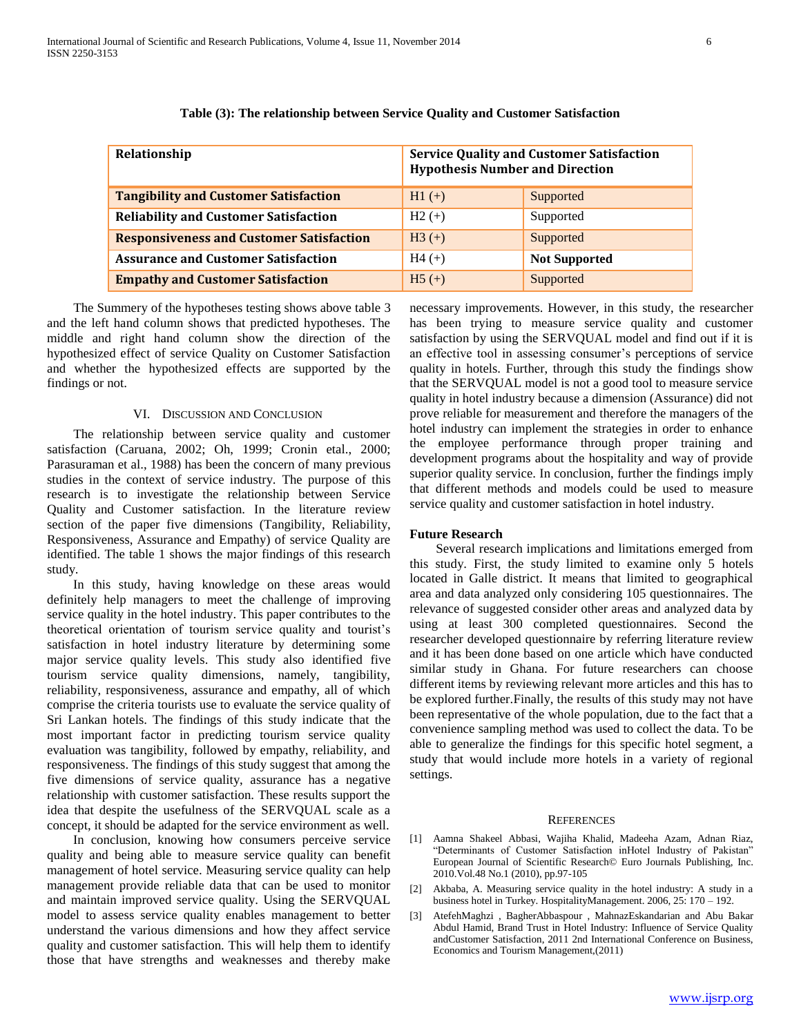**Table (3): The relationship between Service Quality and Customer Satisfaction**

| Relationship | Service Quality and Customer Satisfaction Hypothesis Number and Direction | |
|---|---|---|
| **Tangibility and Customer Satisfaction** | H1 (+) | Supported |
| **Reliability and Customer Satisfaction** | H2 (+) | Supported |
| **Responsiveness and Customer Satisfaction** | H3 (+) | Supported |
| **Assurance and Customer Satisfaction** | H4 (+) | **Not Supported** |
| **Empathy and Customer Satisfaction** | H5 (+) | Supported |

The Summery of the hypotheses testing shows above table 3 and the left hand column shows that predicted hypotheses. The middle and right hand column show the direction of the hypothesized effect of service Quality on Customer Satisfaction and whether the hypothesized effects are supported by the findings or not.

## VI. Discussion and Conclusion

The relationship between service quality and customer satisfaction (Caruana, 2002; Oh, 1999; Cronin etal., 2000; Parasuraman et al., 1988) has been the concern of many previous studies in the context of service industry. The purpose of this research is to investigate the relationship between Service Quality and Customer satisfaction. In the literature review section of the paper five dimensions (Tangibility, Reliability, Responsiveness, Assurance and Empathy) of service Quality are identified. The table 1 shows the major findings of this research study.

In this study, having knowledge on these areas would definitely help managers to meet the challenge of improving service quality in the hotel industry. This paper contributes to the theoretical orientation of tourism service quality and tourist's satisfaction in hotel industry literature by determining some major service quality levels. This study also identified five tourism service quality dimensions, namely, tangibility, reliability, responsiveness, assurance and empathy, all of which comprise the criteria tourists use to evaluate the service quality of Sri Lankan hotels. The findings of this study indicate that the most important factor in predicting tourism service quality evaluation was tangibility, followed by empathy, reliability, and responsiveness. The findings of this study suggest that among the five dimensions of service quality, assurance has a negative relationship with customer satisfaction. These results support the idea that despite the usefulness of the SERVQUAL scale as a concept, it should be adapted for the service environment as well.

In conclusion, knowing how consumers perceive service quality and being able to measure service quality can benefit management of hotel service. Measuring service quality can help management provide reliable data that can be used to monitor and maintain improved service quality. Using the SERVQUAL model to assess service quality enables management to better understand the various dimensions and how they affect service quality and customer satisfaction. This will help them to identify those that have strengths and weaknesses and thereby make necessary improvements. However, in this study, the researcher has been trying to measure service quality and customer satisfaction by using the SERVQUAL model and find out if it is an effective tool in assessing consumer's perceptions of service quality in hotels. Further, through this study the findings show that the SERVQUAL model is not a good tool to measure service quality in hotel industry because a dimension (Assurance) did not prove reliable for measurement and therefore the managers of the hotel industry can implement the strategies in order to enhance the employee performance through proper training and development programs about the hospitality and way of provide superior quality service. In conclusion, further the findings imply that different methods and models could be used to measure service quality and customer satisfaction in hotel industry.

### Future Research

Several research implications and limitations emerged from this study. First, the study limited to examine only 5 hotels located in Galle district. It means that limited to geographical area and data analyzed only considering 105 questionnaires. The relevance of suggested consider other areas and analyzed data by using at least 300 completed questionnaires. Second the researcher developed questionnaire by referring literature review and it has been done based on one article which have conducted similar study in Ghana. For future researchers can choose different items by reviewing relevant more articles and this has to be explored further.Finally, the results of this study may not have been representative of the whole population, due to the fact that a convenience sampling method was used to collect the data. To be able to generalize the findings for this specific hotel segment, a study that would include more hotels in a variety of regional settings.

## References

[1] Aamna Shakeel Abbasi, Wajiha Khalid, Madeeha Azam, Adnan Riaz, "Determinants of Customer Satisfaction inHotel Industry of Pakistan" European Journal of Scientific Research© Euro Journals Publishing, Inc. 2010.Vol.48 No.1 (2010), pp.97-105

[2] Akbaba, A. Measuring service quality in the hotel industry: A study in a business hotel in Turkey. HospitalityManagement. 2006, 25: 170 – 192.

[3] AtefehMaghzi , BagherAbbaspour , MahnazEskandarian and Abu Bakar Abdul Hamid, Brand Trust in Hotel Industry: Influence of Service Quality andCustomer Satisfaction, 2011 2nd International Conference on Business, Economics and Tourism Management,(2011)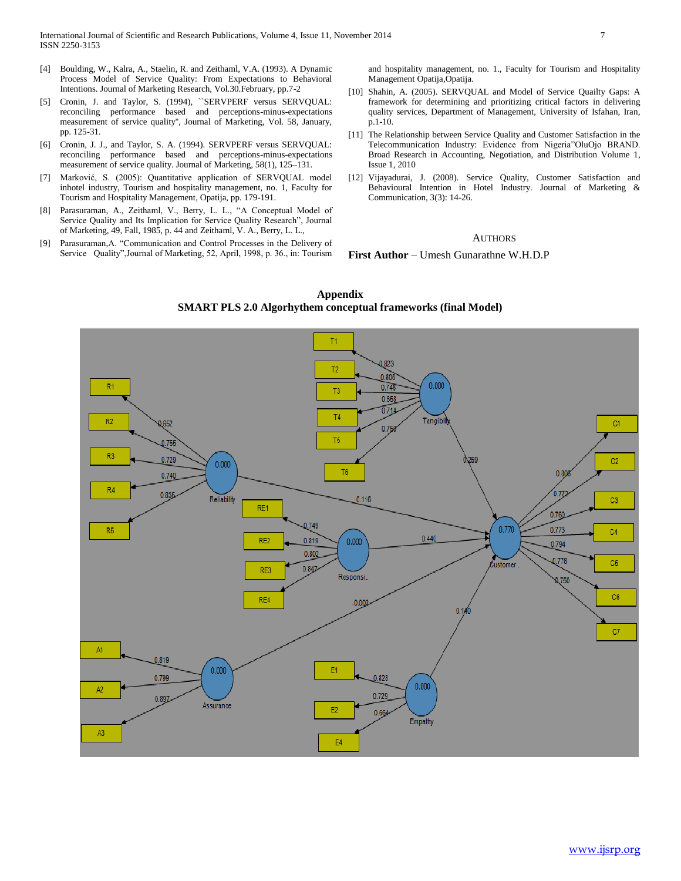[4] Boulding, W., Kalra, A., Staelin, R. and Zeithaml, V.A. (1993). A Dynamic Process Model of Service Quality: From Expectations to Behavioral Intentions. Journal of Marketing Research, Vol.30.February, pp.7-2

[5] Cronin, J. and Taylor, S. (1994), ``SERVPERF versus SERVQUAL: reconciling performance based and perceptions-minus-expectations measurement of service quality'', Journal of Marketing, Vol. 58, January, pp. 125-31.

[6] Cronin, J. J., and Taylor, S. A. (1994). SERVPERF versus SERVQUAL: reconciling performance based and perceptions-minus-expectations measurement of service quality. Journal of Marketing, 58(1), 125–131.

[7] Marković, S. (2005): Quantitative application of SERVQUAL model inhotel industry, Tourism and hospitality management, no. 1, Faculty for Tourism and Hospitality Management, Opatija, pp. 179-191.

[8] Parasuraman, A., Zeithaml, V., Berry, L. L., "A Conceptual Model of Service Quality and Its Implication for Service Quality Research", Journal of Marketing, 49, Fall, 1985, p. 44 and Zeithaml, V. A., Berry, L. L.,

[9] Parasuraman,A. "Communication and Control Processes in the Delivery of Service Quality",Journal of Marketing, 52, April, 1998, p. 36., in: Tourism and hospitality management, no. 1., Faculty for Tourism and Hospitality Management Opatija,Opatija.

[10] Shahin, A. (2005). SERVQUAL and Model of Service Quailty Gaps: A framework for determining and prioritizing critical factors in delivering quality services, Department of Management, University of Isfahan, Iran, p.1-10.

[11] The Relationship between Service Quality and Customer Satisfaction in the Telecommunication Industry: Evidence from Nigeria"OluOjo BRAND. Broad Research in Accounting, Negotiation, and Distribution Volume 1, Issue 1, 2010

[12] Vijayadurai, J. (2008). Service Quality, Customer Satisfaction and Behavioural Intention in Hotel Industry. Journal of Marketing & Communication, 3(3): 14-26.

## Authors

**First Author** – Umesh Gunarathne W.H.D.P

## Appendix

**SMART PLS 2.0 Algorhythem conceptual frameworks (final Model)**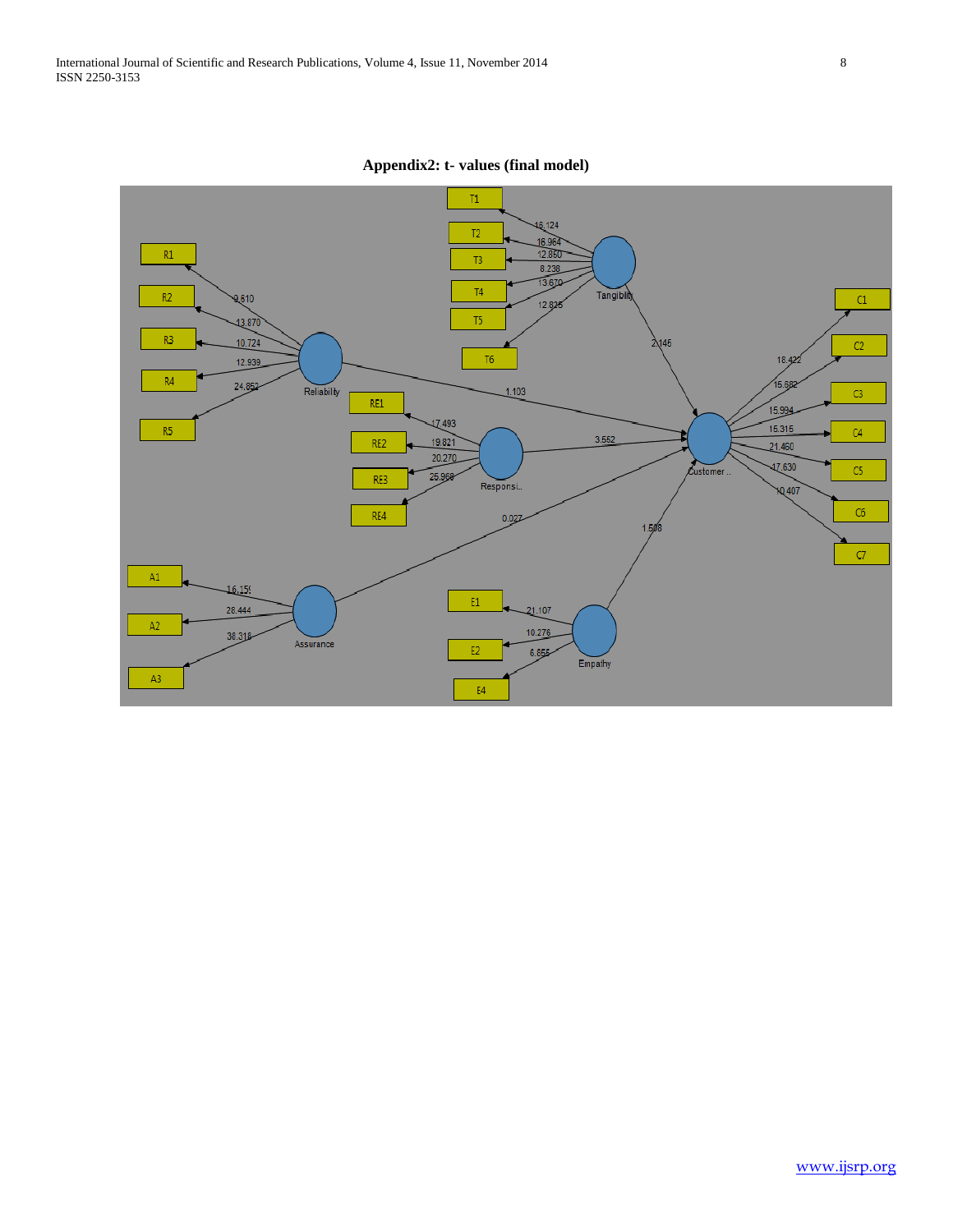**Appendix2: t- values (final model)**

T1
T2
T3
T4
T5
T6
16.124
16.964
12.850
8.238
13.670
12.825
Tangibility

R1
R2
R3
R4
R5
9.610
13.870
10.724
12.939
24.852
Reliability

RE1
RE2
RE3
RE4
17.493
19.821
20.270
25.968
Responsi..

A1
A2
A3
16.159
28.444
38.318
Assurance

E1
E2
E4
21.107
10.276
6.855
Empathy

2.145
1.103
3.552
0.027
1.508

Customer ..

C1
C2
C3
C4
C5
C6
C7
18.422
15.682
15.994
15.315
21.460
17.630
10.407